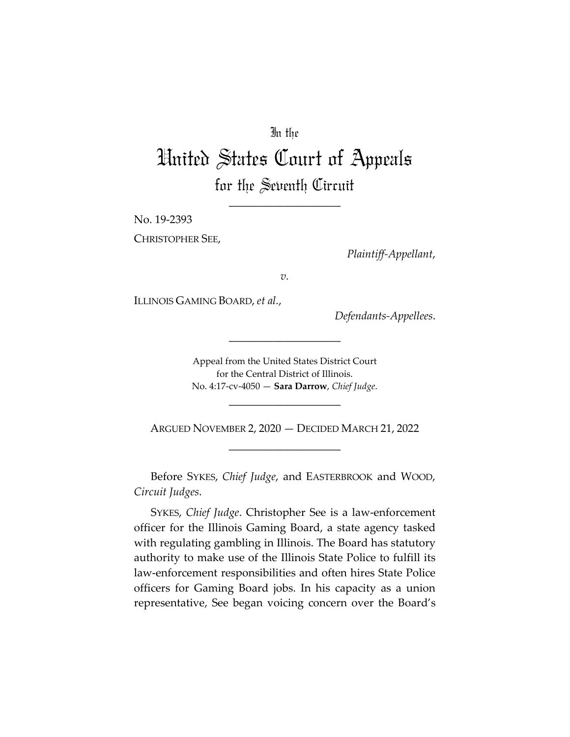In the

# United States Court of Appeals

## for the Seventh Circuit

____________________

No. 19-2393

CHRISTOPHER SEE,

*Plaintiff-Appellant*,

*v.*

ILLINOIS GAMING BOARD, *et al.*,

*Defendants-Appellees*.

____________________

Appeal from the United States District Court
for the Central District of Illinois.
No. 4:17-cv-4050 — **Sara Darrow**, *Chief Judge*.

____________________

ARGUED NOVEMBER 2, 2020 — DECIDED MARCH 21, 2022

____________________

Before SYKES, *Chief Judge*, and EASTERBROOK and WOOD, *Circuit Judges*.

SYKES, *Chief Judge*. Christopher See is a law-enforcement officer for the Illinois Gaming Board, a state agency tasked with regulating gambling in Illinois. The Board has statutory authority to make use of the Illinois State Police to fulfill its law-enforcement responsibilities and often hires State Police officers for Gaming Board jobs. In his capacity as a union representative, See began voicing concern over the Board's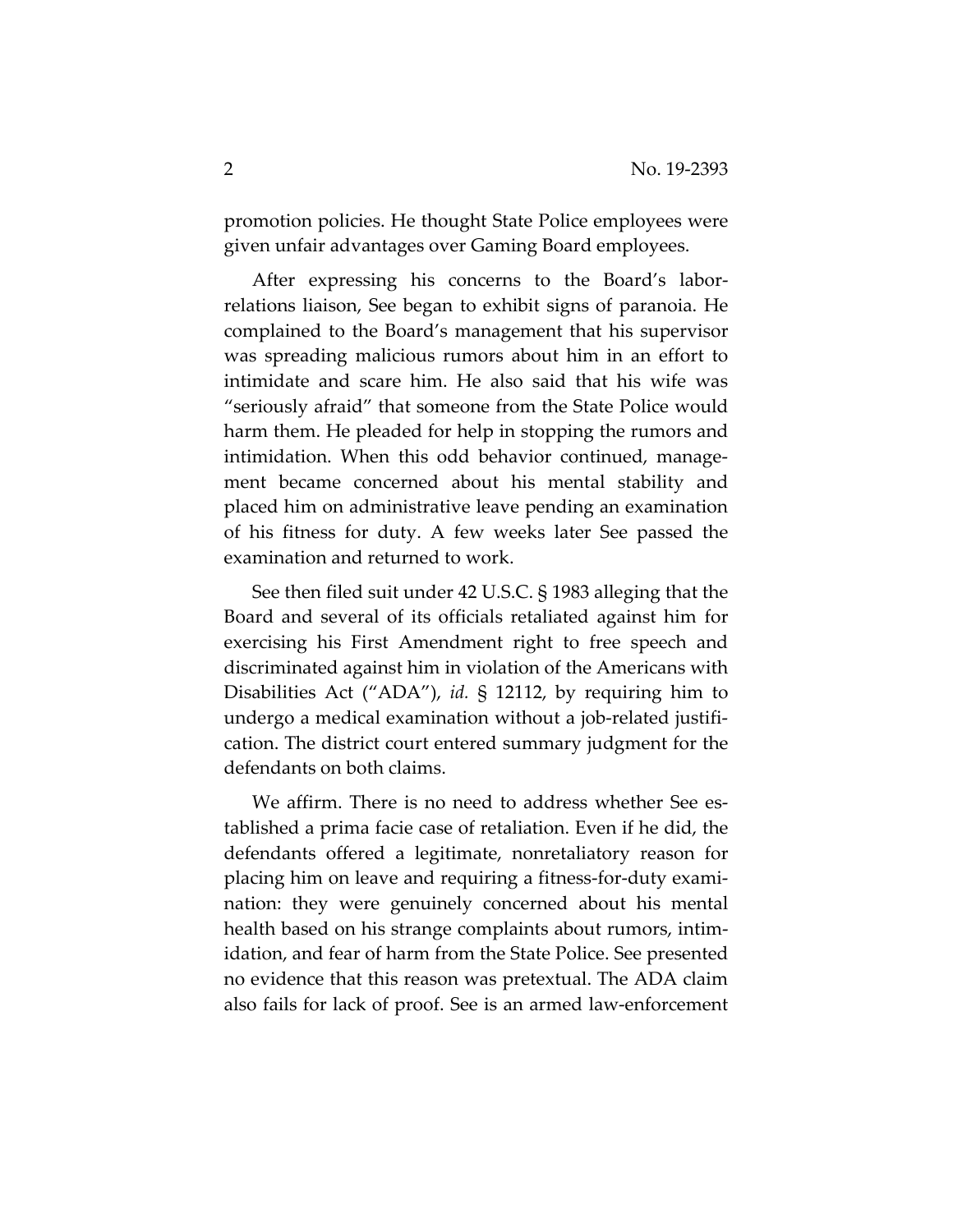promotion policies. He thought State Police employees were given unfair advantages over Gaming Board employees.

After expressing his concerns to the Board's labor-relations liaison, See began to exhibit signs of paranoia. He complained to the Board's management that his supervisor was spreading malicious rumors about him in an effort to intimidate and scare him. He also said that his wife was "seriously afraid" that someone from the State Police would harm them. He pleaded for help in stopping the rumors and intimidation. When this odd behavior continued, management became concerned about his mental stability and placed him on administrative leave pending an examination of his fitness for duty. A few weeks later See passed the examination and returned to work.

See then filed suit under 42 U.S.C. § 1983 alleging that the Board and several of its officials retaliated against him for exercising his First Amendment right to free speech and discriminated against him in violation of the Americans with Disabilities Act ("ADA"), *id.* § 12112, by requiring him to undergo a medical examination without a job-related justification. The district court entered summary judgment for the defendants on both claims.

We affirm. There is no need to address whether See established a prima facie case of retaliation. Even if he did, the defendants offered a legitimate, nonretaliatory reason for placing him on leave and requiring a fitness-for-duty examination: they were genuinely concerned about his mental health based on his strange complaints about rumors, intimidation, and fear of harm from the State Police. See presented no evidence that this reason was pretextual. The ADA claim also fails for lack of proof. See is an armed law-enforcement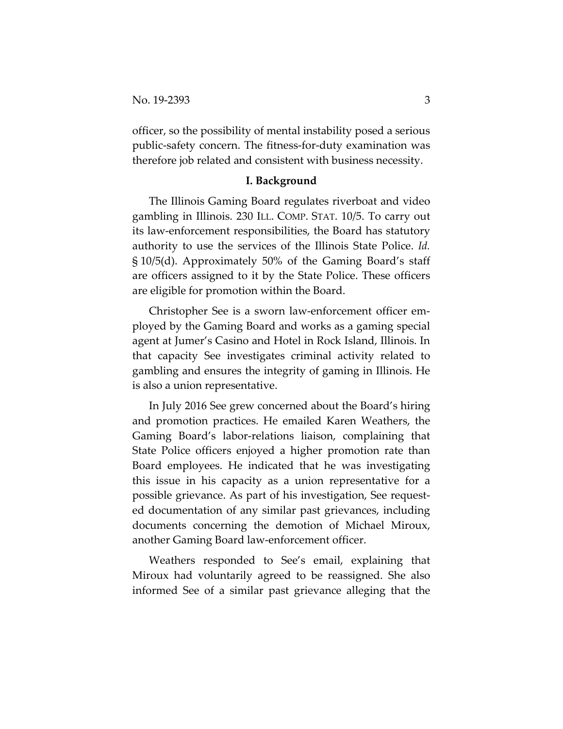officer, so the possibility of mental instability posed a serious public-safety concern. The fitness-for-duty examination was therefore job related and consistent with business necessity.

## I. Background

The Illinois Gaming Board regulates riverboat and video gambling in Illinois. 230 ILL. COMP. STAT. 10/5. To carry out its law-enforcement responsibilities, the Board has statutory authority to use the services of the Illinois State Police. *Id.* § 10/5(d). Approximately 50% of the Gaming Board's staff are officers assigned to it by the State Police. These officers are eligible for promotion within the Board.

Christopher See is a sworn law-enforcement officer employed by the Gaming Board and works as a gaming special agent at Jumer's Casino and Hotel in Rock Island, Illinois. In that capacity See investigates criminal activity related to gambling and ensures the integrity of gaming in Illinois. He is also a union representative.

In July 2016 See grew concerned about the Board's hiring and promotion practices. He emailed Karen Weathers, the Gaming Board's labor-relations liaison, complaining that State Police officers enjoyed a higher promotion rate than Board employees. He indicated that he was investigating this issue in his capacity as a union representative for a possible grievance. As part of his investigation, See requested documentation of any similar past grievances, including documents concerning the demotion of Michael Miroux, another Gaming Board law-enforcement officer.

Weathers responded to See's email, explaining that Miroux had voluntarily agreed to be reassigned. She also informed See of a similar past grievance alleging that the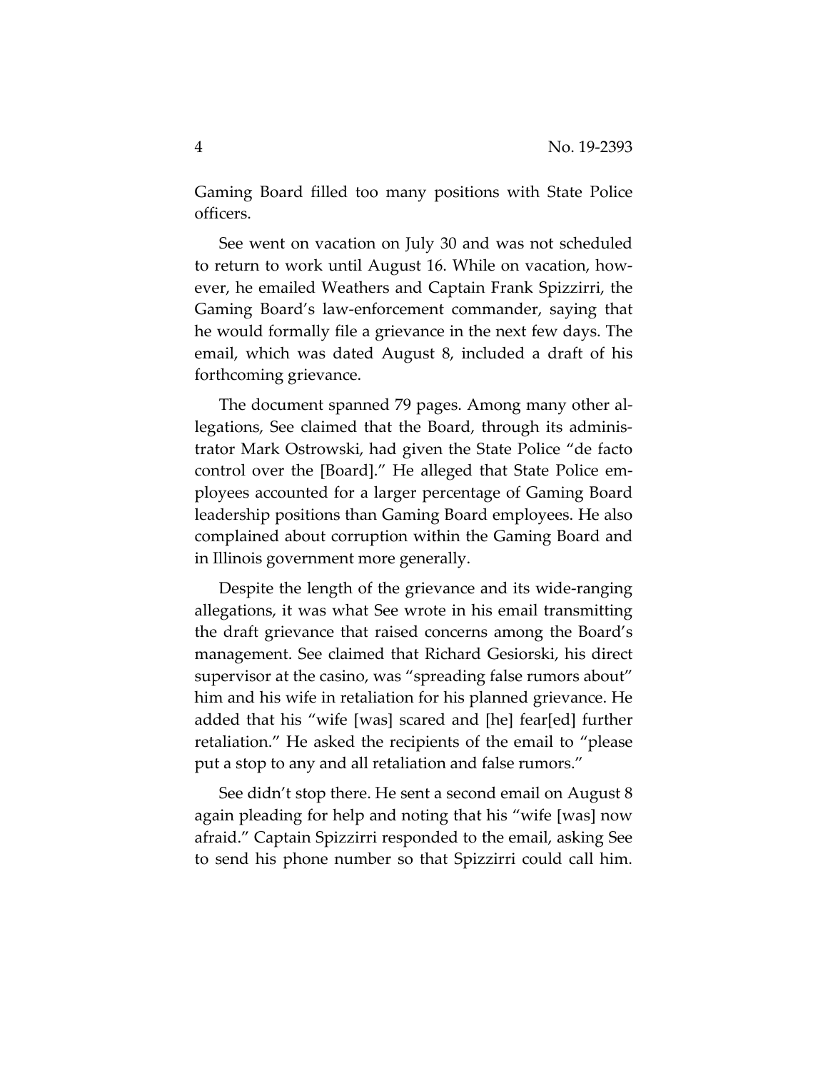Gaming Board filled too many positions with State Police officers.

See went on vacation on July 30 and was not scheduled to return to work until August 16. While on vacation, however, he emailed Weathers and Captain Frank Spizzirri, the Gaming Board's law-enforcement commander, saying that he would formally file a grievance in the next few days. The email, which was dated August 8, included a draft of his forthcoming grievance.

The document spanned 79 pages. Among many other allegations, See claimed that the Board, through its administrator Mark Ostrowski, had given the State Police "de facto control over the [Board]." He alleged that State Police employees accounted for a larger percentage of Gaming Board leadership positions than Gaming Board employees. He also complained about corruption within the Gaming Board and in Illinois government more generally.

Despite the length of the grievance and its wide-ranging allegations, it was what See wrote in his email transmitting the draft grievance that raised concerns among the Board's management. See claimed that Richard Gesiorski, his direct supervisor at the casino, was "spreading false rumors about" him and his wife in retaliation for his planned grievance. He added that his "wife [was] scared and [he] fear[ed] further retaliation." He asked the recipients of the email to "please put a stop to any and all retaliation and false rumors."

See didn't stop there. He sent a second email on August 8 again pleading for help and noting that his "wife [was] now afraid." Captain Spizzirri responded to the email, asking See to send his phone number so that Spizzirri could call him.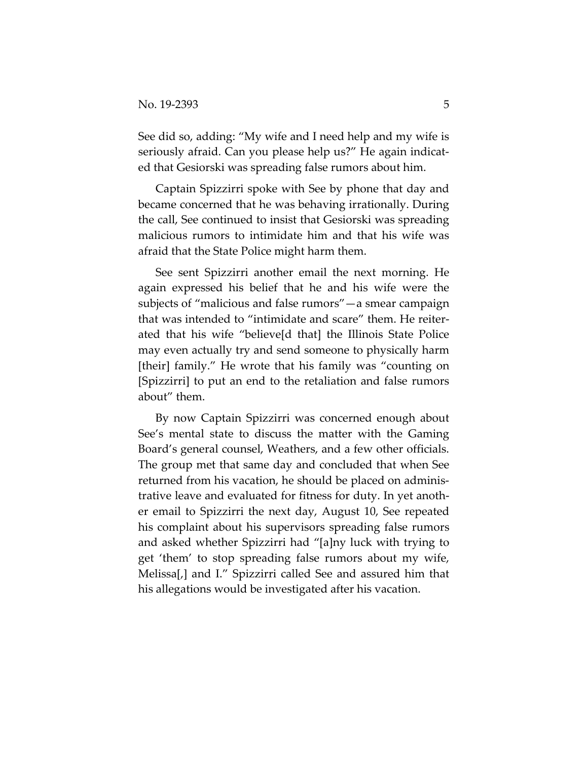See did so, adding: "My wife and I need help and my wife is seriously afraid. Can you please help us?" He again indicated that Gesiorski was spreading false rumors about him.

Captain Spizzirri spoke with See by phone that day and became concerned that he was behaving irrationally. During the call, See continued to insist that Gesiorski was spreading malicious rumors to intimidate him and that his wife was afraid that the State Police might harm them.

See sent Spizzirri another email the next morning. He again expressed his belief that he and his wife were the subjects of "malicious and false rumors"—a smear campaign that was intended to "intimidate and scare" them. He reiterated that his wife "believe[d that] the Illinois State Police may even actually try and send someone to physically harm [their] family." He wrote that his family was "counting on [Spizzirri] to put an end to the retaliation and false rumors about" them.

By now Captain Spizzirri was concerned enough about See's mental state to discuss the matter with the Gaming Board's general counsel, Weathers, and a few other officials. The group met that same day and concluded that when See returned from his vacation, he should be placed on administrative leave and evaluated for fitness for duty. In yet another email to Spizzirri the next day, August 10, See repeated his complaint about his supervisors spreading false rumors and asked whether Spizzirri had "[a]ny luck with trying to get 'them' to stop spreading false rumors about my wife, Melissa[,] and I." Spizzirri called See and assured him that his allegations would be investigated after his vacation.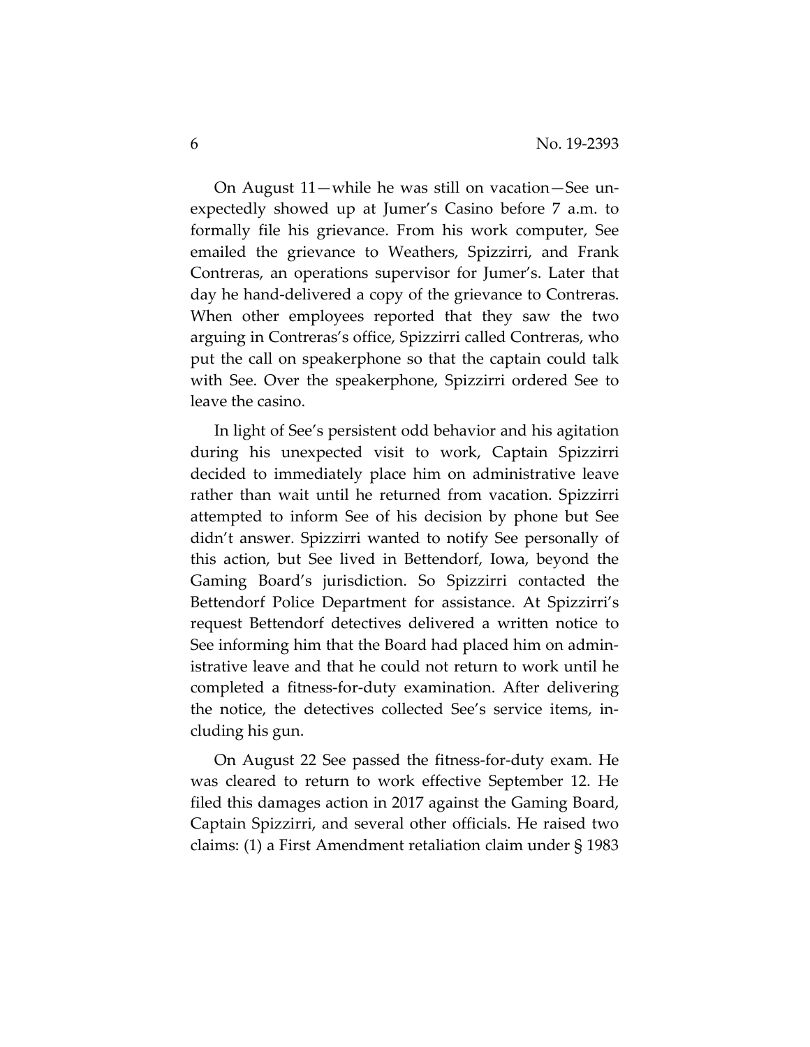On August 11—while he was still on vacation—See unexpectedly showed up at Jumer's Casino before 7 a.m. to formally file his grievance. From his work computer, See emailed the grievance to Weathers, Spizzirri, and Frank Contreras, an operations supervisor for Jumer's. Later that day he hand-delivered a copy of the grievance to Contreras. When other employees reported that they saw the two arguing in Contreras's office, Spizzirri called Contreras, who put the call on speakerphone so that the captain could talk with See. Over the speakerphone, Spizzirri ordered See to leave the casino.

In light of See's persistent odd behavior and his agitation during his unexpected visit to work, Captain Spizzirri decided to immediately place him on administrative leave rather than wait until he returned from vacation. Spizzirri attempted to inform See of his decision by phone but See didn't answer. Spizzirri wanted to notify See personally of this action, but See lived in Bettendorf, Iowa, beyond the Gaming Board's jurisdiction. So Spizzirri contacted the Bettendorf Police Department for assistance. At Spizzirri's request Bettendorf detectives delivered a written notice to See informing him that the Board had placed him on administrative leave and that he could not return to work until he completed a fitness-for-duty examination. After delivering the notice, the detectives collected See's service items, including his gun.

On August 22 See passed the fitness-for-duty exam. He was cleared to return to work effective September 12. He filed this damages action in 2017 against the Gaming Board, Captain Spizzirri, and several other officials. He raised two claims: (1) a First Amendment retaliation claim under § 1983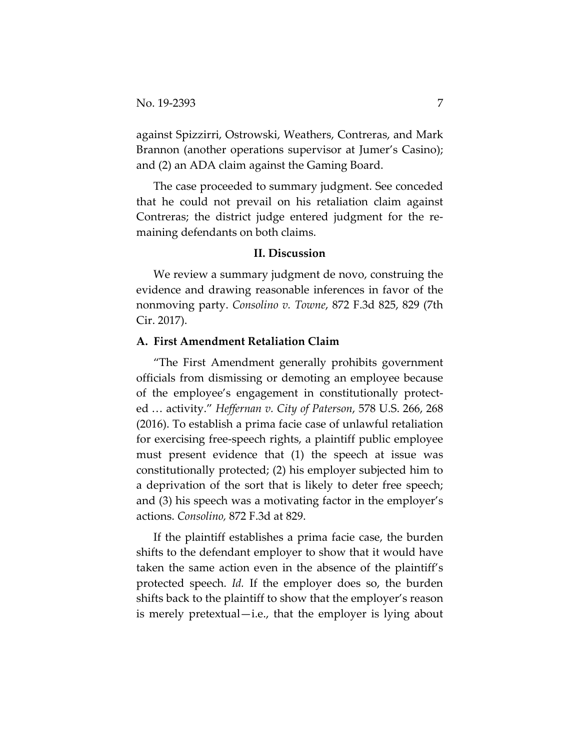against Spizzirri, Ostrowski, Weathers, Contreras, and Mark Brannon (another operations supervisor at Jumer's Casino); and (2) an ADA claim against the Gaming Board.

The case proceeded to summary judgment. See conceded that he could not prevail on his retaliation claim against Contreras; the district judge entered judgment for the remaining defendants on both claims.

## II. Discussion

We review a summary judgment de novo, construing the evidence and drawing reasonable inferences in favor of the nonmoving party. *Consolino v. Towne*, 872 F.3d 825, 829 (7th Cir. 2017).

### A. First Amendment Retaliation Claim

"The First Amendment generally prohibits government officials from dismissing or demoting an employee because of the employee's engagement in constitutionally protected … activity." *Heffernan v. City of Paterson*, 578 U.S. 266, 268 (2016). To establish a prima facie case of unlawful retaliation for exercising free-speech rights, a plaintiff public employee must present evidence that (1) the speech at issue was constitutionally protected; (2) his employer subjected him to a deprivation of the sort that is likely to deter free speech; and (3) his speech was a motivating factor in the employer's actions. *Consolino,* 872 F.3d at 829.

If the plaintiff establishes a prima facie case, the burden shifts to the defendant employer to show that it would have taken the same action even in the absence of the plaintiff's protected speech. *Id.* If the employer does so, the burden shifts back to the plaintiff to show that the employer's reason is merely pretextual—i.e., that the employer is lying about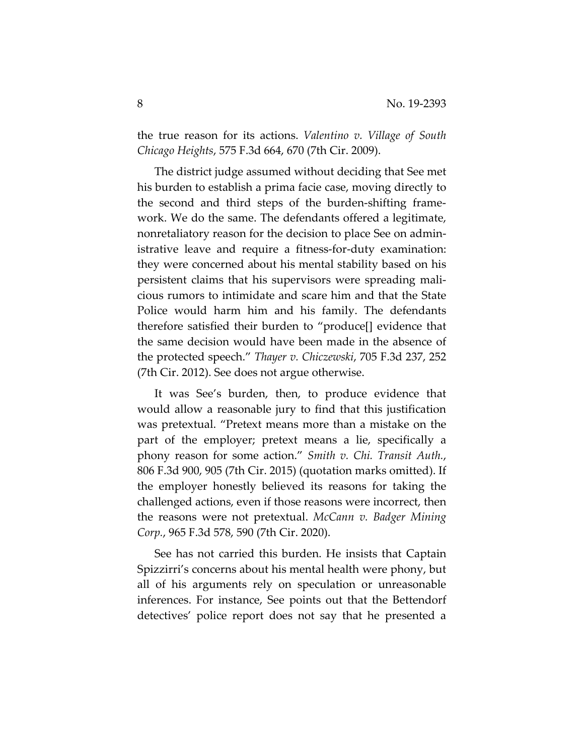the true reason for its actions. *Valentino v. Village of South Chicago Heights*, 575 F.3d 664, 670 (7th Cir. 2009).

The district judge assumed without deciding that See met his burden to establish a prima facie case, moving directly to the second and third steps of the burden-shifting framework. We do the same. The defendants offered a legitimate, nonretaliatory reason for the decision to place See on administrative leave and require a fitness-for-duty examination: they were concerned about his mental stability based on his persistent claims that his supervisors were spreading malicious rumors to intimidate and scare him and that the State Police would harm him and his family. The defendants therefore satisfied their burden to "produce[] evidence that the same decision would have been made in the absence of the protected speech." *Thayer v. Chiczewski*, 705 F.3d 237, 252 (7th Cir. 2012). See does not argue otherwise.

It was See's burden, then, to produce evidence that would allow a reasonable jury to find that this justification was pretextual. "Pretext means more than a mistake on the part of the employer; pretext means a lie, specifically a phony reason for some action." *Smith v. Chi. Transit Auth.*, 806 F.3d 900, 905 (7th Cir. 2015) (quotation marks omitted). If the employer honestly believed its reasons for taking the challenged actions, even if those reasons were incorrect, then the reasons were not pretextual. *McCann v. Badger Mining Corp.*, 965 F.3d 578, 590 (7th Cir. 2020).

See has not carried this burden. He insists that Captain Spizzirri's concerns about his mental health were phony, but all of his arguments rely on speculation or unreasonable inferences. For instance, See points out that the Bettendorf detectives' police report does not say that he presented a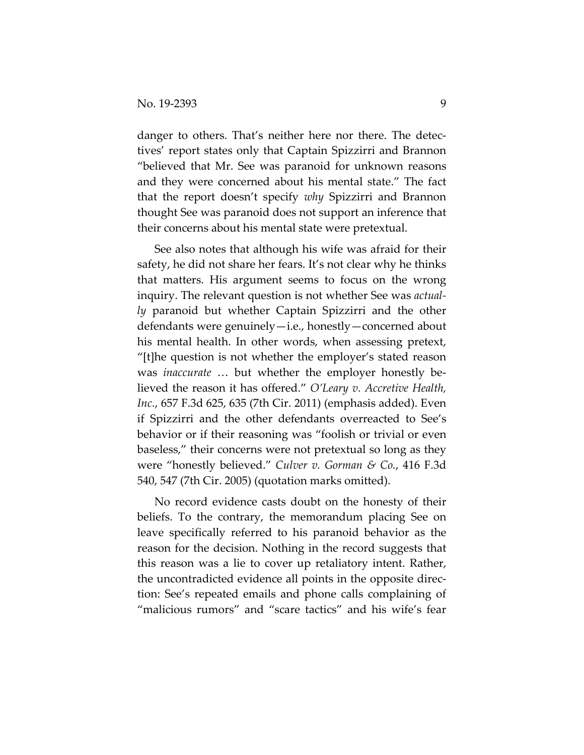danger to others. That's neither here nor there. The detectives' report states only that Captain Spizzirri and Brannon "believed that Mr. See was paranoid for unknown reasons and they were concerned about his mental state." The fact that the report doesn't specify *why* Spizzirri and Brannon thought See was paranoid does not support an inference that their concerns about his mental state were pretextual.

See also notes that although his wife was afraid for their safety, he did not share her fears. It's not clear why he thinks that matters. His argument seems to focus on the wrong inquiry. The relevant question is not whether See was *actually* paranoid but whether Captain Spizzirri and the other defendants were genuinely—i.e., honestly—concerned about his mental health. In other words, when assessing pretext, "[t]he question is not whether the employer's stated reason was *inaccurate* … but whether the employer honestly believed the reason it has offered." *O'Leary v. Accretive Health, Inc.*, 657 F.3d 625, 635 (7th Cir. 2011) (emphasis added). Even if Spizzirri and the other defendants overreacted to See's behavior or if their reasoning was "foolish or trivial or even baseless," their concerns were not pretextual so long as they were "honestly believed." *Culver v. Gorman & Co.*, 416 F.3d 540, 547 (7th Cir. 2005) (quotation marks omitted).

No record evidence casts doubt on the honesty of their beliefs. To the contrary, the memorandum placing See on leave specifically referred to his paranoid behavior as the reason for the decision. Nothing in the record suggests that this reason was a lie to cover up retaliatory intent. Rather, the uncontradicted evidence all points in the opposite direction: See's repeated emails and phone calls complaining of "malicious rumors" and "scare tactics" and his wife's fear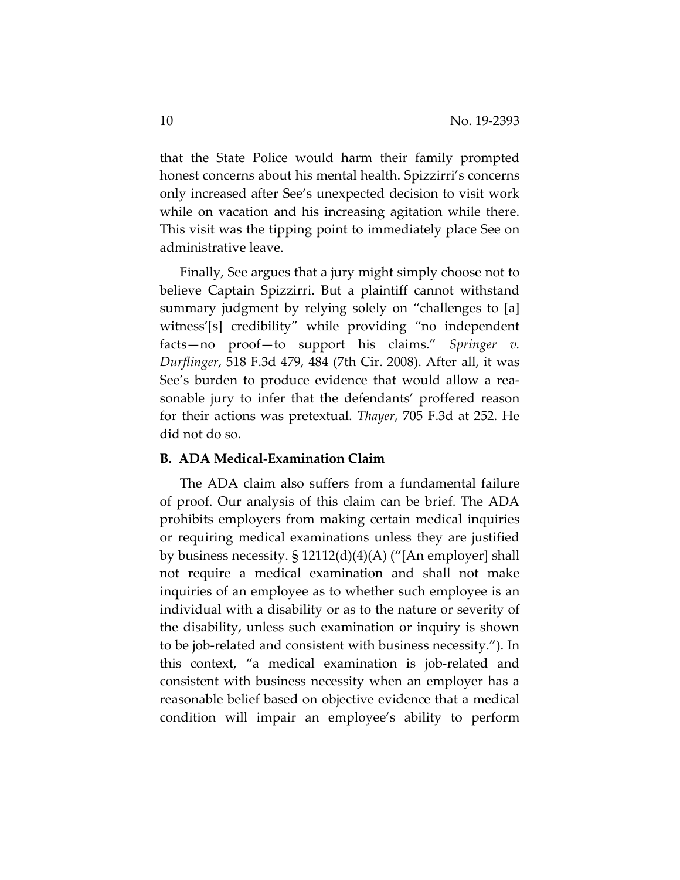that the State Police would harm their family prompted honest concerns about his mental health. Spizzirri's concerns only increased after See's unexpected decision to visit work while on vacation and his increasing agitation while there. This visit was the tipping point to immediately place See on administrative leave.

Finally, See argues that a jury might simply choose not to believe Captain Spizzirri. But a plaintiff cannot withstand summary judgment by relying solely on "challenges to [a] witness'[s] credibility" while providing "no independent facts—no proof—to support his claims." *Springer v. Durflinger*, 518 F.3d 479, 484 (7th Cir. 2008). After all, it was See's burden to produce evidence that would allow a reasonable jury to infer that the defendants' proffered reason for their actions was pretextual. *Thayer*, 705 F.3d at 252. He did not do so.

**B. ADA Medical-Examination Claim**

The ADA claim also suffers from a fundamental failure of proof. Our analysis of this claim can be brief. The ADA prohibits employers from making certain medical inquiries or requiring medical examinations unless they are justified by business necessity. § 12112(d)(4)(A) ("[An employer] shall not require a medical examination and shall not make inquiries of an employee as to whether such employee is an individual with a disability or as to the nature or severity of the disability, unless such examination or inquiry is shown to be job-related and consistent with business necessity."). In this context, "a medical examination is job-related and consistent with business necessity when an employer has a reasonable belief based on objective evidence that a medical condition will impair an employee's ability to perform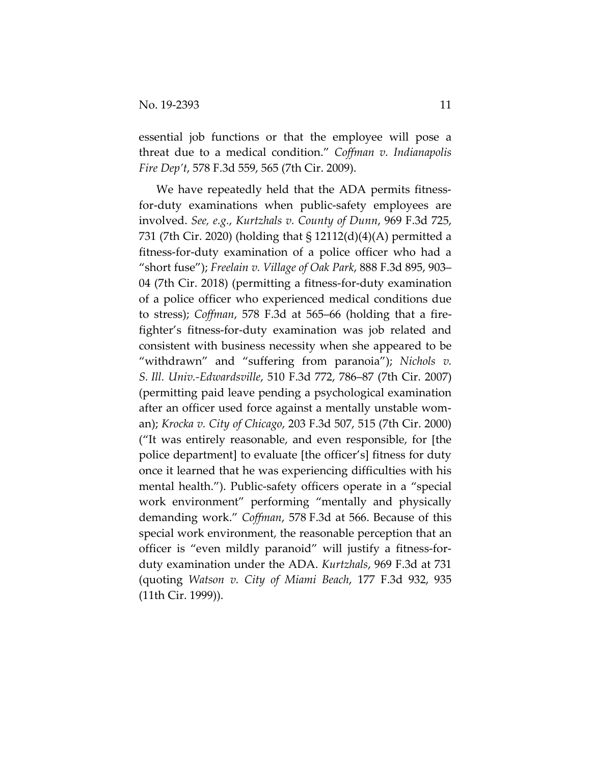essential job functions or that the employee will pose a threat due to a medical condition." *Coffman v. Indianapolis Fire Dep't*, 578 F.3d 559, 565 (7th Cir. 2009).

We have repeatedly held that the ADA permits fitness-for-duty examinations when public-safety employees are involved. *See, e.g.*, *Kurtzhals v. County of Dunn*, 969 F.3d 725, 731 (7th Cir. 2020) (holding that § 12112(d)(4)(A) permitted a fitness-for-duty examination of a police officer who had a "short fuse"); *Freelain v. Village of Oak Park*, 888 F.3d 895, 903–04 (7th Cir. 2018) (permitting a fitness-for-duty examination of a police officer who experienced medical conditions due to stress); *Coffman*, 578 F.3d at 565–66 (holding that a firefighter's fitness-for-duty examination was job related and consistent with business necessity when she appeared to be "withdrawn" and "suffering from paranoia"); *Nichols v. S. Ill. Univ.-Edwardsville*, 510 F.3d 772, 786–87 (7th Cir. 2007) (permitting paid leave pending a psychological examination after an officer used force against a mentally unstable woman); *Krocka v. City of Chicago*, 203 F.3d 507, 515 (7th Cir. 2000) ("It was entirely reasonable, and even responsible, for [the police department] to evaluate [the officer's] fitness for duty once it learned that he was experiencing difficulties with his mental health."). Public-safety officers operate in a "special work environment" performing "mentally and physically demanding work." *Coffman*, 578 F.3d at 566. Because of this special work environment, the reasonable perception that an officer is "even mildly paranoid" will justify a fitness-for-duty examination under the ADA. *Kurtzhals*, 969 F.3d at 731 (quoting *Watson v. City of Miami Beach*, 177 F.3d 932, 935 (11th Cir. 1999)).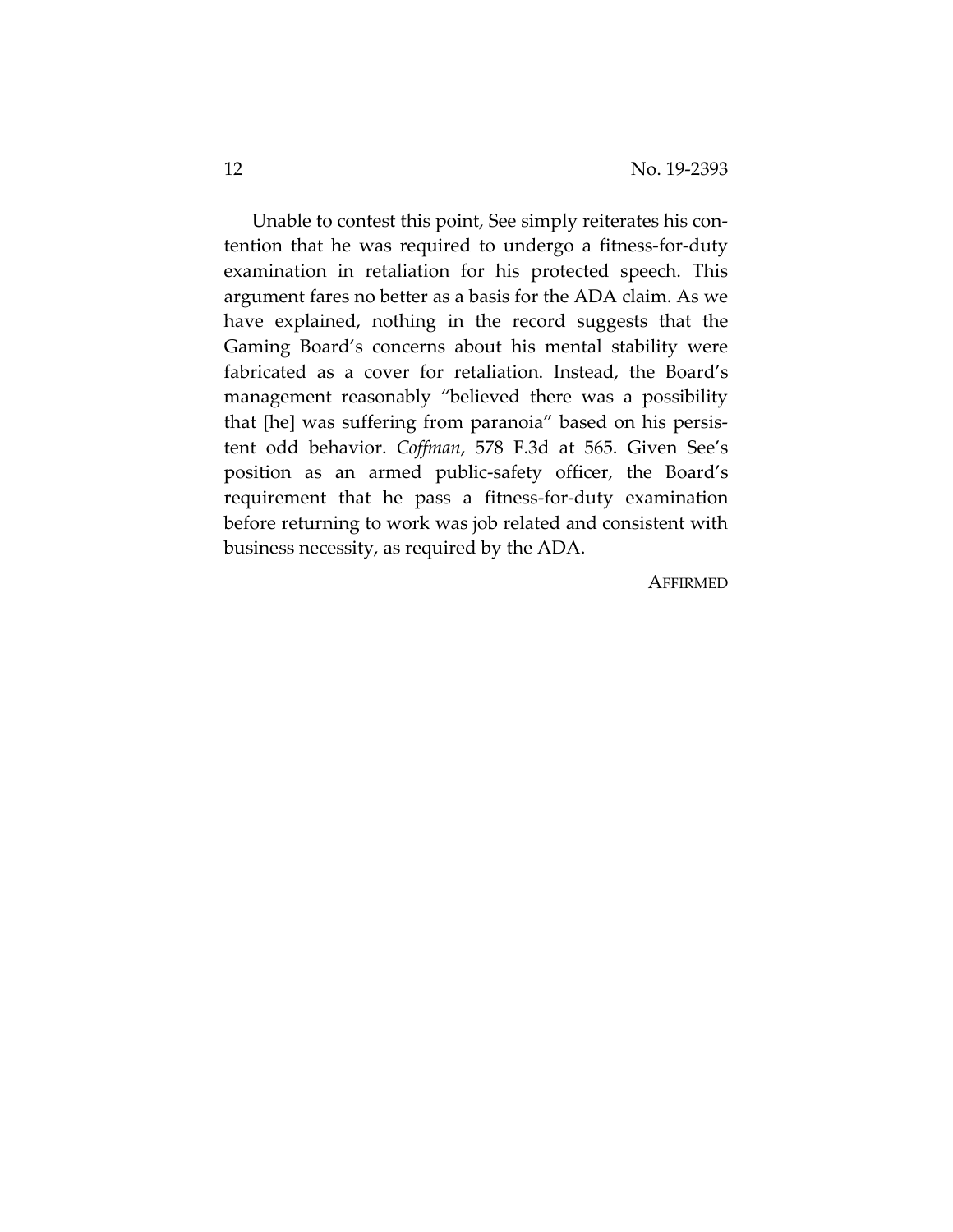Unable to contest this point, See simply reiterates his contention that he was required to undergo a fitness-for-duty examination in retaliation for his protected speech. This argument fares no better as a basis for the ADA claim. As we have explained, nothing in the record suggests that the Gaming Board's concerns about his mental stability were fabricated as a cover for retaliation. Instead, the Board's management reasonably "believed there was a possibility that [he] was suffering from paranoia" based on his persistent odd behavior. *Coffman*, 578 F.3d at 565. Given See's position as an armed public-safety officer, the Board's requirement that he pass a fitness-for-duty examination before returning to work was job related and consistent with business necessity, as required by the ADA.

AFFIRMED